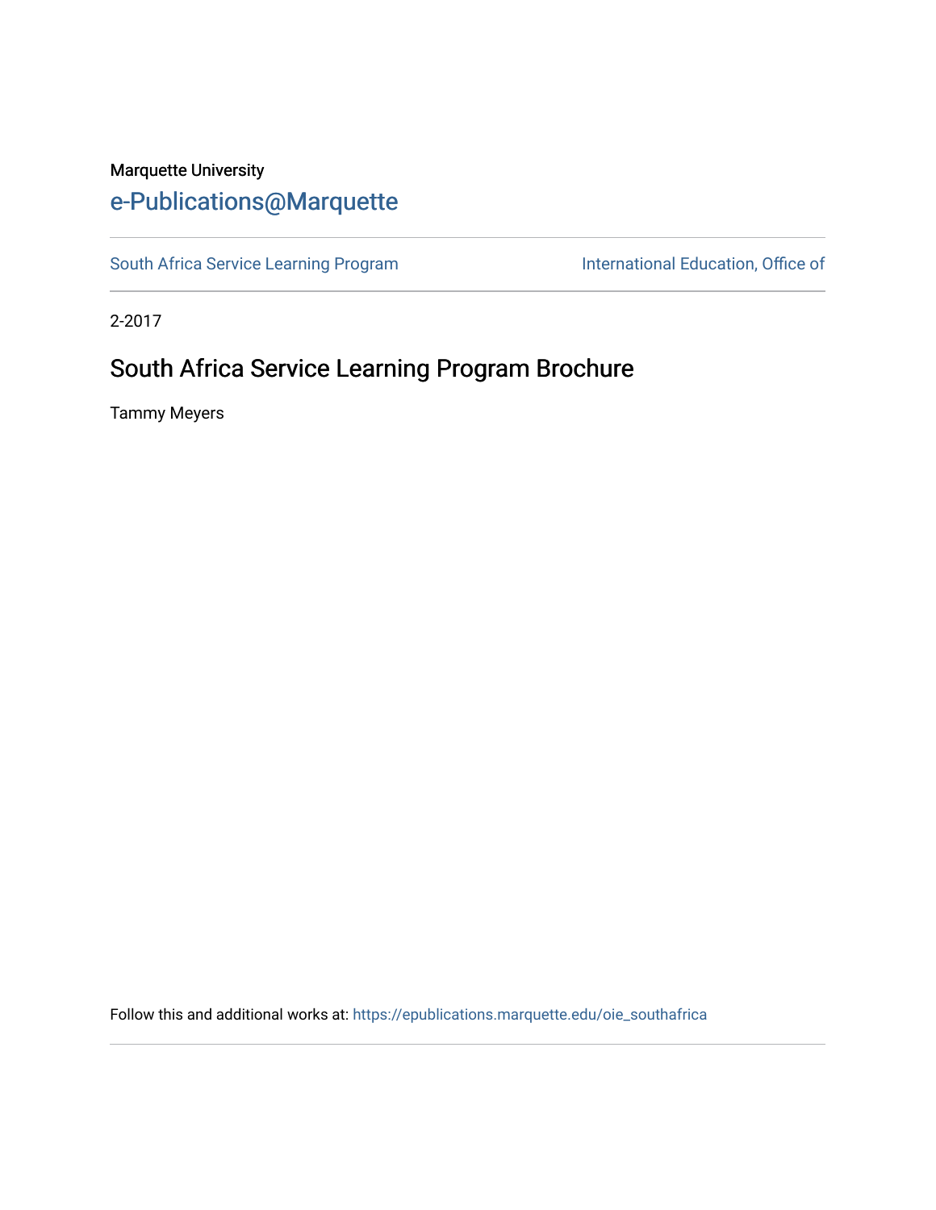Marquette University

e-Publications@Marquette

South Africa Service Learning Program | International Education, Office of

2-2017

# South Africa Service Learning Program Brochure

Tammy Meyers

Follow this and additional works at: https://epublications.marquette.edu/oie_southafrica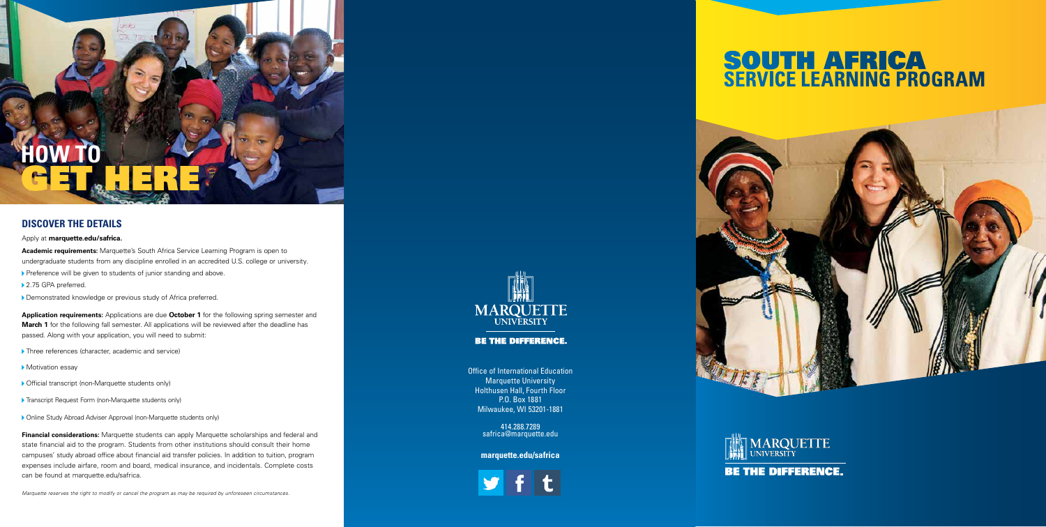# HOW TO GET HERE

## DISCOVER THE DETAILS

Apply at **marquette.edu/safrica.**

**Academic requirements:** Marquette's South Africa Service Learning Program is open to undergraduate students from any discipline enrolled in an accredited U.S. college or university.

- Preference will be given to students of junior standing and above.
- 2.75 GPA preferred.
- Demonstrated knowledge or previous study of Africa preferred.

**Application requirements:** Applications are due **October 1** for the following spring semester and **March 1** for the following fall semester. All applications will be reviewed after the deadline has passed. Along with your application, you will need to submit:

- Three references (character, academic and service)
- Motivation essay
- Official transcript (non-Marquette students only)
- Transcript Request Form (non-Marquette students only)
- Online Study Abroad Adviser Approval (non-Marquette students only)

**Financial considerations:** Marquette students can apply Marquette scholarships and federal and state financial aid to the program. Students from other institutions should consult their home campuses' study abroad office about financial aid transfer policies. In addition to tuition, program expenses include airfare, room and board, medical insurance, and incidentals. Complete costs can be found at marquette.edu/safrica.

*Marquette reserves the right to modify or cancel the program as may be required by unforeseen circumstances.*

MARQUETTE UNIVERSITY

**BE THE DIFFERENCE.**

Office of International Education
Marquette University
Holthusen Hall, Fourth Floor
P.O. Box 1881
Milwaukee, WI 53201-1881

414.288.7289
safrica@marquette.edu

**marquette.edu/safrica**

# SOUTH AFRICA SERVICE LEARNING PROGRAM

MARQUETTE UNIVERSITY

**BE THE DIFFERENCE.**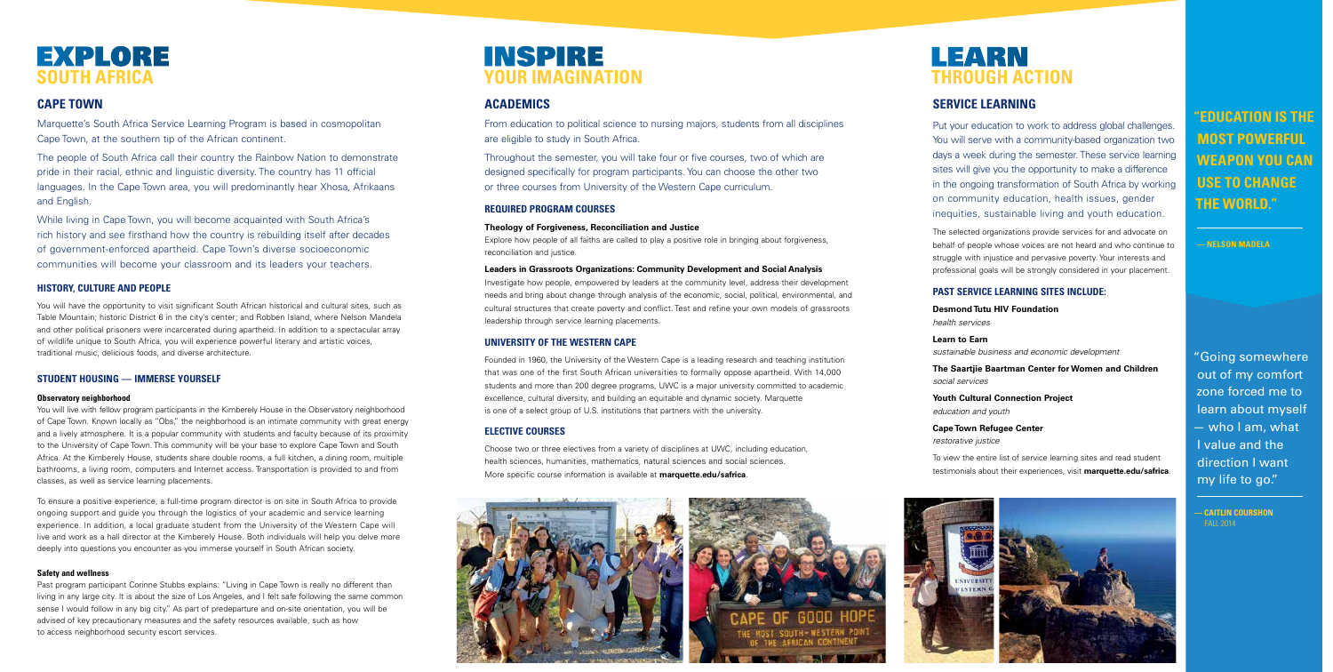# EXPLORE SOUTH AFRICA

## CAPE TOWN

Marquette's South Africa Service Learning Program is based in cosmopolitan Cape Town, at the southern tip of the African continent.

The people of South Africa call their country the Rainbow Nation to demonstrate pride in their racial, ethnic and linguistic diversity. The country has 11 official languages. In the Cape Town area, you will predominantly hear Xhosa, Afrikaans and English.

While living in Cape Town, you will become acquainted with South Africa's rich history and see firsthand how the country is rebuilding itself after decades of government-enforced apartheid. Cape Town's diverse socioeconomic communities will become your classroom and its leaders your teachers.

### HISTORY, CULTURE AND PEOPLE

You will have the opportunity to visit significant South African historical and cultural sites, such as Table Mountain; historic District 6 in the city's center; and Robben Island, where Nelson Mandela and other political prisoners were incarcerated during apartheid. In addition to a spectacular array of wildlife unique to South Africa, you will experience powerful literary and artistic voices, traditional music, delicious foods, and diverse architecture.

### STUDENT HOUSING — IMMERSE YOURSELF

#### Observatory neighborhood

You will live with fellow program participants in the Kimberely House in the Observatory neighborhood of Cape Town. Known locally as "Obs," the neighborhood is an intimate community with great energy and a lively atmosphere. It is a popular community with students and faculty because of its proximity to the University of Cape Town. This community will be your base to explore Cape Town and South Africa. At the Kimberely House, students share double rooms, a full kitchen, a dining room, multiple bathrooms, a living room, computers and Internet access. Transportation is provided to and from classes, as well as service learning placements.

To ensure a positive experience, a full-time program director is on site in South Africa to provide ongoing support and guide you through the logistics of your academic and service learning experience. In addition, a local graduate student from the University of the Western Cape will live and work as a hall director at the Kimberely House. Both individuals will help you delve more deeply into questions you encounter as you immerse yourself in South African society.

#### Safety and wellness

Past program participant Corinne Stubbs explains: "Living in Cape Town is really no different than living in any large city. It is about the size of Los Angeles, and I felt safe following the same common sense I would follow in any big city." As part of predeparture and on-site orientation, you will be advised of key precautionary measures and the safety resources available, such as how to access neighborhood security escort services.

# INSPIRE YOUR IMAGINATION

## ACADEMICS

From education to political science to nursing majors, students from all disciplines are eligible to study in South Africa.

Throughout the semester, you will take four or five courses, two of which are designed specifically for program participants. You can choose the other two or three courses from University of the Western Cape curriculum.

### REQUIRED PROGRAM COURSES

**Theology of Forgiveness, Reconciliation and Justice**
Explore how people of all faiths are called to play a positive role in bringing about forgiveness, reconciliation and justice.

**Leaders in Grassroots Organizations: Community Development and Social Analysis**
Investigate how people, empowered by leaders at the community level, address their development needs and bring about change through analysis of the economic, social, political, environmental, and cultural structures that create poverty and conflict. Test and refine your own models of grassroots leadership through service learning placements.

### UNIVERSITY OF THE WESTERN CAPE

Founded in 1960, the University of the Western Cape is a leading research and teaching institution that was one of the first South African universities to formally oppose apartheid. With 14,000 students and more than 200 degree programs, UWC is a major university committed to academic excellence, cultural diversity, and building an equitable and dynamic society. Marquette is one of a select group of U.S. institutions that partners with the university.

### ELECTIVE COURSES

Choose two or three electives from a variety of disciplines at UWC, including education, health sciences, humanities, mathematics, natural sciences and social sciences. More specific course information is available at **marquette.edu/safrica**.

# LEARN THROUGH ACTION

## SERVICE LEARNING

Put your education to work to address global challenges. You will serve with a community-based organization two days a week during the semester. These service learning sites will give you the opportunity to make a difference in the ongoing transformation of South Africa by working on community education, health issues, gender inequities, sustainable living and youth education.

The selected organizations provide services for and advocate on behalf of people whose voices are not heard and who continue to struggle with injustice and pervasive poverty. Your interests and professional goals will be strongly considered in your placement.

### PAST SERVICE LEARNING SITES INCLUDE:

**Desmond Tutu HIV Foundation**
*health services*

**Learn to Earn**
*sustainable business and economic development*

**The Saartjie Baartman Center for Women and Children**
*social services*

**Youth Cultural Connection Project**
*education and youth*

**Cape Town Refugee Center**
*restorative justice*

To view the entire list of service learning sites and read student testimonials about their experiences, visit **marquette.edu/safrica**.

**"EDUCATION IS THE MOST POWERFUL WEAPON YOU CAN USE TO CHANGE THE WORLD."**

— NELSON MADELA

"Going somewhere out of my comfort zone forced me to learn about myself — who I am, what I value and the direction I want my life to go."

— CAITLIN COURSHON
FALL 2014